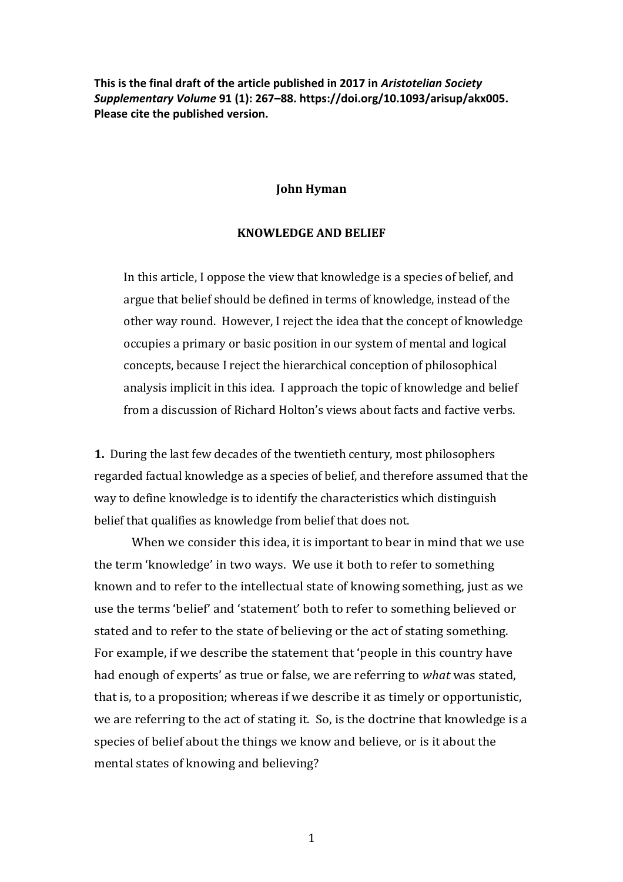**This is the final draft of the article published in 2017 in *Aristotelian Society Supplementary Volume* 91 (1): 267–88. https://doi.org/10.1093/arisup/akx005. Please cite the published version.**

**John Hyman**

# KNOWLEDGE AND BELIEF

> In this article, I oppose the view that knowledge is a species of belief, and argue that belief should be defined in terms of knowledge, instead of the other way round. However, I reject the idea that the concept of knowledge occupies a primary or basic position in our system of mental and logical concepts, because I reject the hierarchical conception of philosophical analysis implicit in this idea. I approach the topic of knowledge and belief from a discussion of Richard Holton's views about facts and factive verbs.

**1.** During the last few decades of the twentieth century, most philosophers regarded factual knowledge as a species of belief, and therefore assumed that the way to define knowledge is to identify the characteristics which distinguish belief that qualifies as knowledge from belief that does not.

When we consider this idea, it is important to bear in mind that we use the term 'knowledge' in two ways. We use it both to refer to something known and to refer to the intellectual state of knowing something, just as we use the terms 'belief' and 'statement' both to refer to something believed or stated and to refer to the state of believing or the act of stating something. For example, if we describe the statement that 'people in this country have had enough of experts' as true or false, we are referring to *what* was stated, that is, to a proposition; whereas if we describe it as timely or opportunistic, we are referring to the act of stating it. So, is the doctrine that knowledge is a species of belief about the things we know and believe, or is it about the mental states of knowing and believing?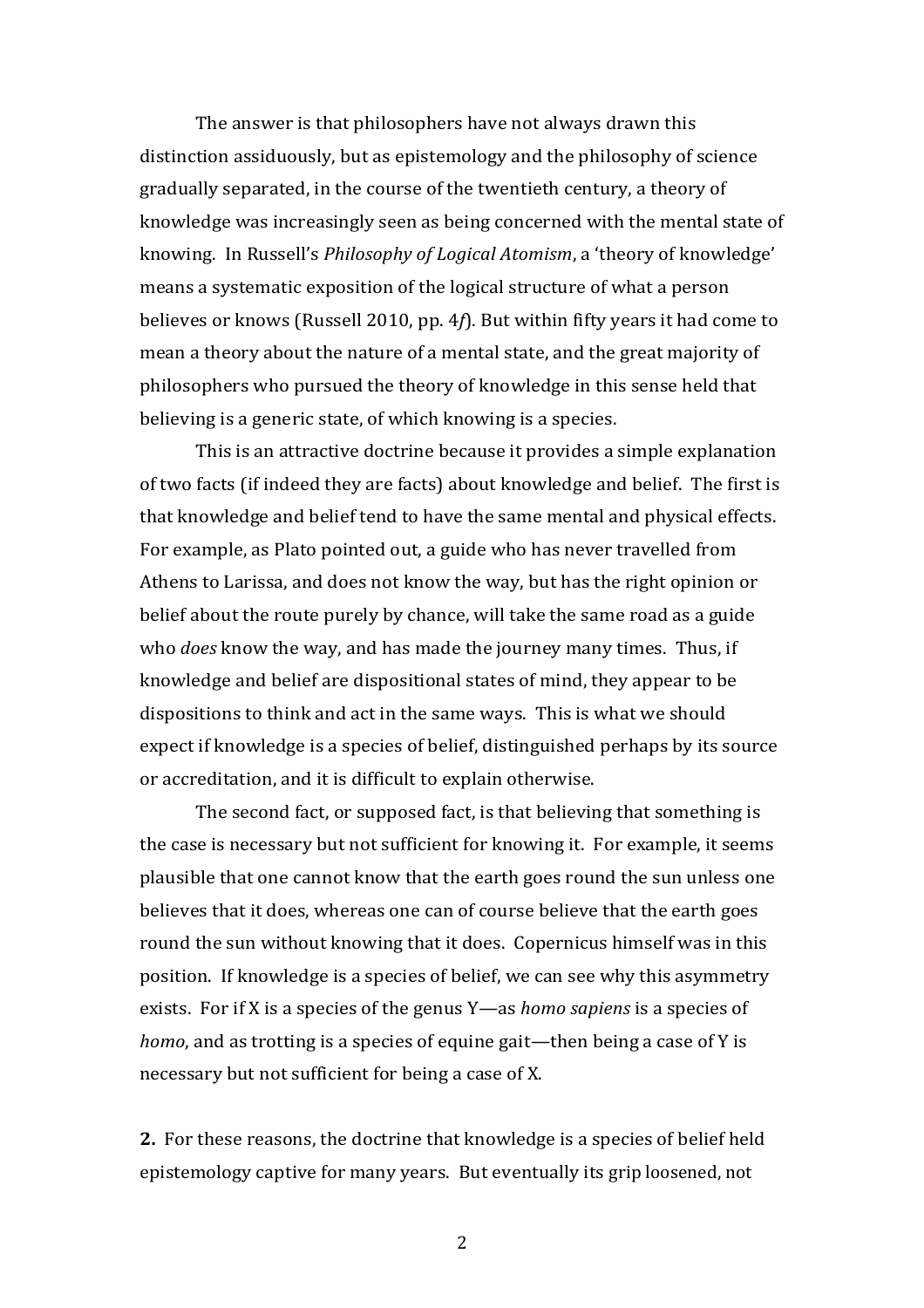The answer is that philosophers have not always drawn this distinction assiduously, but as epistemology and the philosophy of science gradually separated, in the course of the twentieth century, a theory of knowledge was increasingly seen as being concerned with the mental state of knowing. In Russell's *Philosophy of Logical Atomism*, a 'theory of knowledge' means a systematic exposition of the logical structure of what a person believes or knows (Russell 2010, pp. 4*f*). But within fifty years it had come to mean a theory about the nature of a mental state, and the great majority of philosophers who pursued the theory of knowledge in this sense held that believing is a generic state, of which knowing is a species.

This is an attractive doctrine because it provides a simple explanation of two facts (if indeed they are facts) about knowledge and belief. The first is that knowledge and belief tend to have the same mental and physical effects. For example, as Plato pointed out, a guide who has never travelled from Athens to Larissa, and does not know the way, but has the right opinion or belief about the route purely by chance, will take the same road as a guide who *does* know the way, and has made the journey many times. Thus, if knowledge and belief are dispositional states of mind, they appear to be dispositions to think and act in the same ways. This is what we should expect if knowledge is a species of belief, distinguished perhaps by its source or accreditation, and it is difficult to explain otherwise.

The second fact, or supposed fact, is that believing that something is the case is necessary but not sufficient for knowing it. For example, it seems plausible that one cannot know that the earth goes round the sun unless one believes that it does, whereas one can of course believe that the earth goes round the sun without knowing that it does. Copernicus himself was in this position. If knowledge is a species of belief, we can see why this asymmetry exists. For if X is a species of the genus Y—as *homo sapiens* is a species of *homo*, and as trotting is a species of equine gait—then being a case of Y is necessary but not sufficient for being a case of X.

**2.** For these reasons, the doctrine that knowledge is a species of belief held epistemology captive for many years. But eventually its grip loosened, not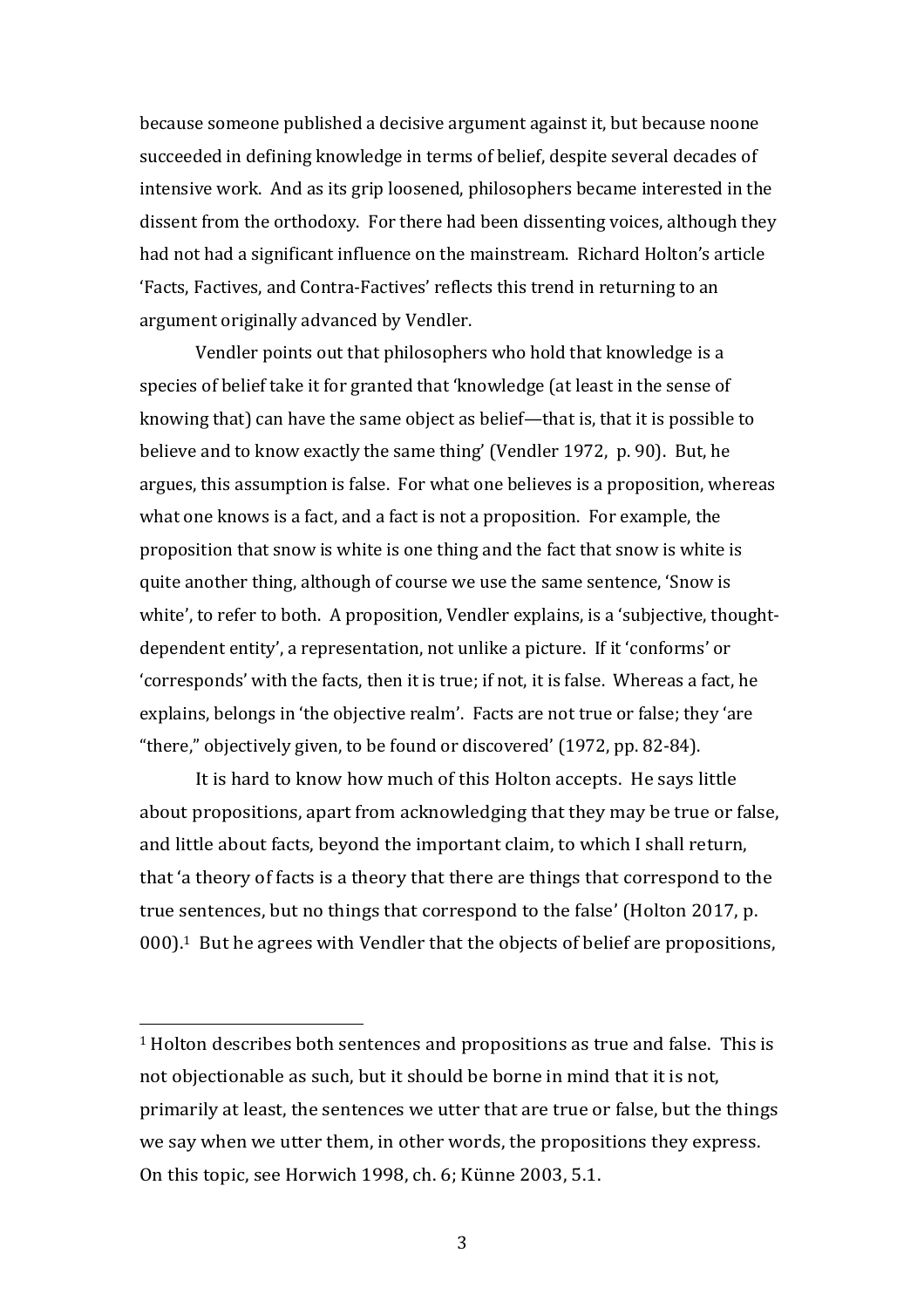because someone published a decisive argument against it, but because noone succeeded in defining knowledge in terms of belief, despite several decades of intensive work. And as its grip loosened, philosophers became interested in the dissent from the orthodoxy. For there had been dissenting voices, although they had not had a significant influence on the mainstream. Richard Holton's article 'Facts, Factives, and Contra-Factives' reflects this trend in returning to an argument originally advanced by Vendler.

Vendler points out that philosophers who hold that knowledge is a species of belief take it for granted that 'knowledge (at least in the sense of knowing that) can have the same object as belief—that is, that it is possible to believe and to know exactly the same thing' (Vendler 1972, p. 90). But, he argues, this assumption is false. For what one believes is a proposition, whereas what one knows is a fact, and a fact is not a proposition. For example, the proposition that snow is white is one thing and the fact that snow is white is quite another thing, although of course we use the same sentence, 'Snow is white', to refer to both. A proposition, Vendler explains, is a 'subjective, thought-dependent entity', a representation, not unlike a picture. If it 'conforms' or 'corresponds' with the facts, then it is true; if not, it is false. Whereas a fact, he explains, belongs in 'the objective realm'. Facts are not true or false; they 'are "there," objectively given, to be found or discovered' (1972, pp. 82-84).

It is hard to know how much of this Holton accepts. He says little about propositions, apart from acknowledging that they may be true or false, and little about facts, beyond the important claim, to which I shall return, that 'a theory of facts is a theory that there are things that correspond to the true sentences, but no things that correspond to the false' (Holton 2017, p. 000).[1] But he agrees with Vendler that the objects of belief are propositions,

---

[1] Holton describes both sentences and propositions as true and false. This is not objectionable as such, but it should be borne in mind that it is not, primarily at least, the sentences we utter that are true or false, but the things we say when we utter them, in other words, the propositions they express. On this topic, see Horwich 1998, ch. 6; Künne 2003, 5.1.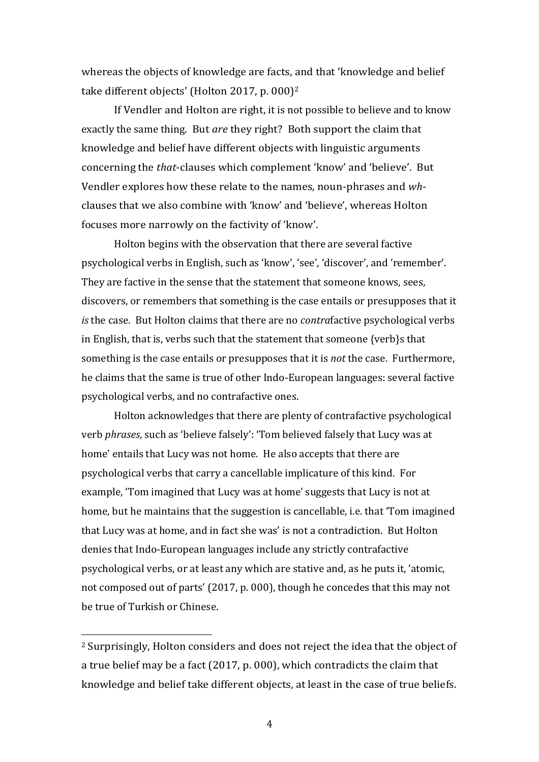whereas the objects of knowledge are facts, and that 'knowledge and belief take different objects' (Holton 2017, p. 000)[2]

If Vendler and Holton are right, it is not possible to believe and to know exactly the same thing. But *are* they right? Both support the claim that knowledge and belief have different objects with linguistic arguments concerning the *that*-clauses which complement 'know' and 'believe'. But Vendler explores how these relate to the names, noun-phrases and *wh*-clauses that we also combine with 'know' and 'believe', whereas Holton focuses more narrowly on the factivity of 'know'.

Holton begins with the observation that there are several factive psychological verbs in English, such as 'know', 'see', 'discover', and 'remember'. They are factive in the sense that the statement that someone knows, sees, discovers, or remembers that something is the case entails or presupposes that it *is* the case. But Holton claims that there are no *contra*factive psychological verbs in English, that is, verbs such that the statement that someone {verb}s that something is the case entails or presupposes that it is *not* the case. Furthermore, he claims that the same is true of other Indo-European languages: several factive psychological verbs, and no contrafactive ones.

Holton acknowledges that there are plenty of contrafactive psychological verb *phrases*, such as 'believe falsely': 'Tom believed falsely that Lucy was at home' entails that Lucy was not home. He also accepts that there are psychological verbs that carry a cancellable implicature of this kind. For example, 'Tom imagined that Lucy was at home' suggests that Lucy is not at home, but he maintains that the suggestion is cancellable, i.e. that 'Tom imagined that Lucy was at home, and in fact she was' is not a contradiction. But Holton denies that Indo-European languages include any strictly contrafactive psychological verbs, or at least any which are stative and, as he puts it, 'atomic, not composed out of parts' (2017, p. 000), though he concedes that this may not be true of Turkish or Chinese.

---

[2] Surprisingly, Holton considers and does not reject the idea that the object of a true belief may be a fact (2017, p. 000), which contradicts the claim that knowledge and belief take different objects, at least in the case of true beliefs.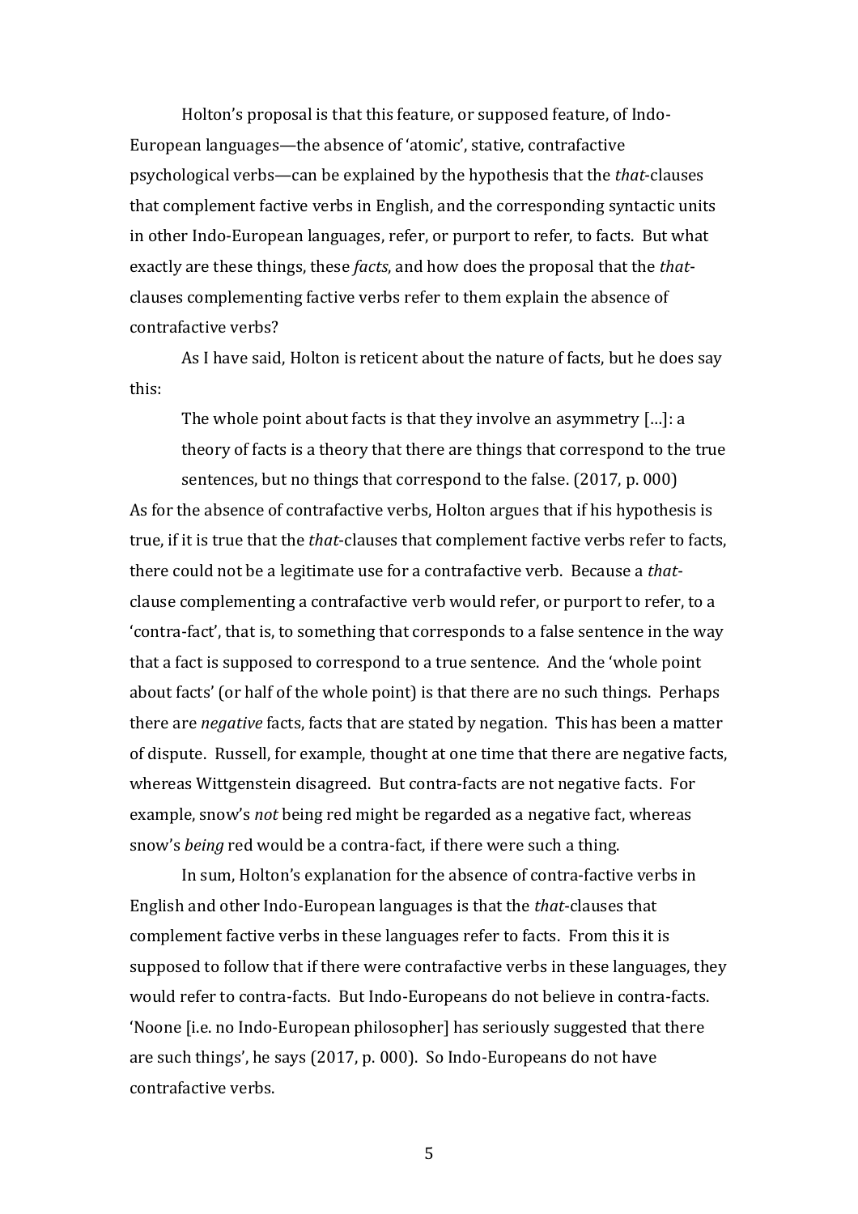Holton's proposal is that this feature, or supposed feature, of Indo-European languages—the absence of 'atomic', stative, contrafactive psychological verbs—can be explained by the hypothesis that the *that*-clauses that complement factive verbs in English, and the corresponding syntactic units in other Indo-European languages, refer, or purport to refer, to facts. But what exactly are these things, these *facts*, and how does the proposal that the *that*-clauses complementing factive verbs refer to them explain the absence of contrafactive verbs?

As I have said, Holton is reticent about the nature of facts, but he does say this:

> The whole point about facts is that they involve an asymmetry [...]: a theory of facts is a theory that there are things that correspond to the true sentences, but no things that correspond to the false. (2017, p. 000)

As for the absence of contrafactive verbs, Holton argues that if his hypothesis is true, if it is true that the *that*-clauses that complement factive verbs refer to facts, there could not be a legitimate use for a contrafactive verb. Because a *that*-clause complementing a contrafactive verb would refer, or purport to refer, to a 'contra-fact', that is, to something that corresponds to a false sentence in the way that a fact is supposed to correspond to a true sentence. And the 'whole point about facts' (or half of the whole point) is that there are no such things. Perhaps there are *negative* facts, facts that are stated by negation. This has been a matter of dispute. Russell, for example, thought at one time that there are negative facts, whereas Wittgenstein disagreed. But contra-facts are not negative facts. For example, snow's *not* being red might be regarded as a negative fact, whereas snow's *being* red would be a contra-fact, if there were such a thing.

In sum, Holton's explanation for the absence of contra-factive verbs in English and other Indo-European languages is that the *that*-clauses that complement factive verbs in these languages refer to facts. From this it is supposed to follow that if there were contrafactive verbs in these languages, they would refer to contra-facts. But Indo-Europeans do not believe in contra-facts. 'Noone [i.e. no Indo-European philosopher] has seriously suggested that there are such things', he says (2017, p. 000). So Indo-Europeans do not have contrafactive verbs.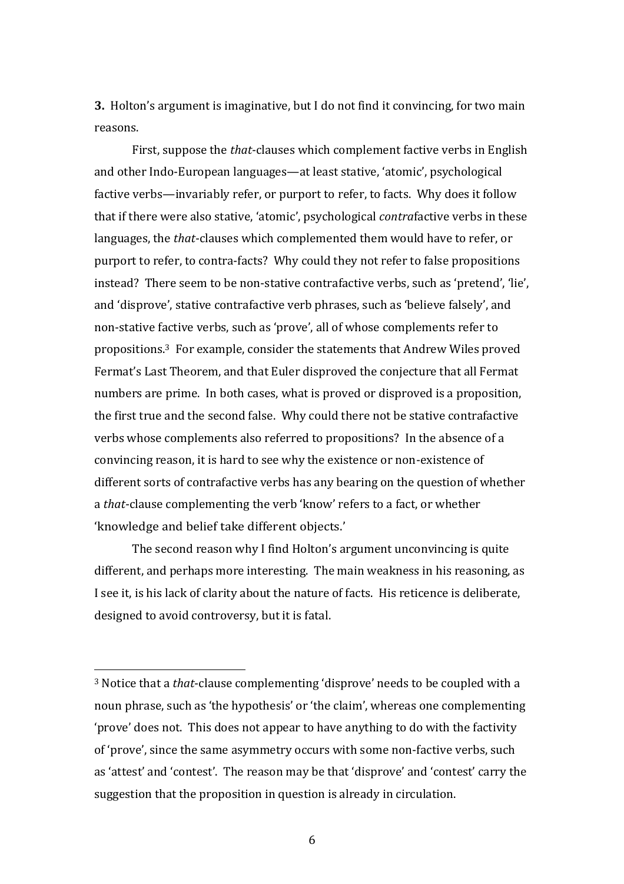**3.** Holton's argument is imaginative, but I do not find it convincing, for two main reasons.

First, suppose the *that*-clauses which complement factive verbs in English and other Indo-European languages—at least stative, 'atomic', psychological factive verbs—invariably refer, or purport to refer, to facts. Why does it follow that if there were also stative, 'atomic', psychological *contra*factive verbs in these languages, the *that*-clauses which complemented them would have to refer, or purport to refer, to contra-facts? Why could they not refer to false propositions instead? There seem to be non-stative contrafactive verbs, such as 'pretend', 'lie', and 'disprove', stative contrafactive verb phrases, such as 'believe falsely', and non-stative factive verbs, such as 'prove', all of whose complements refer to propositions.[3] For example, consider the statements that Andrew Wiles proved Fermat's Last Theorem, and that Euler disproved the conjecture that all Fermat numbers are prime. In both cases, what is proved or disproved is a proposition, the first true and the second false. Why could there not be stative contrafactive verbs whose complements also referred to propositions? In the absence of a convincing reason, it is hard to see why the existence or non-existence of different sorts of contrafactive verbs has any bearing on the question of whether a *that*-clause complementing the verb 'know' refers to a fact, or whether 'knowledge and belief take different objects.'

The second reason why I find Holton's argument unconvincing is quite different, and perhaps more interesting. The main weakness in his reasoning, as I see it, is his lack of clarity about the nature of facts. His reticence is deliberate, designed to avoid controversy, but it is fatal.

---

[3] Notice that a *that*-clause complementing 'disprove' needs to be coupled with a noun phrase, such as 'the hypothesis' or 'the claim', whereas one complementing 'prove' does not. This does not appear to have anything to do with the factivity of 'prove', since the same asymmetry occurs with some non-factive verbs, such as 'attest' and 'contest'. The reason may be that 'disprove' and 'contest' carry the suggestion that the proposition in question is already in circulation.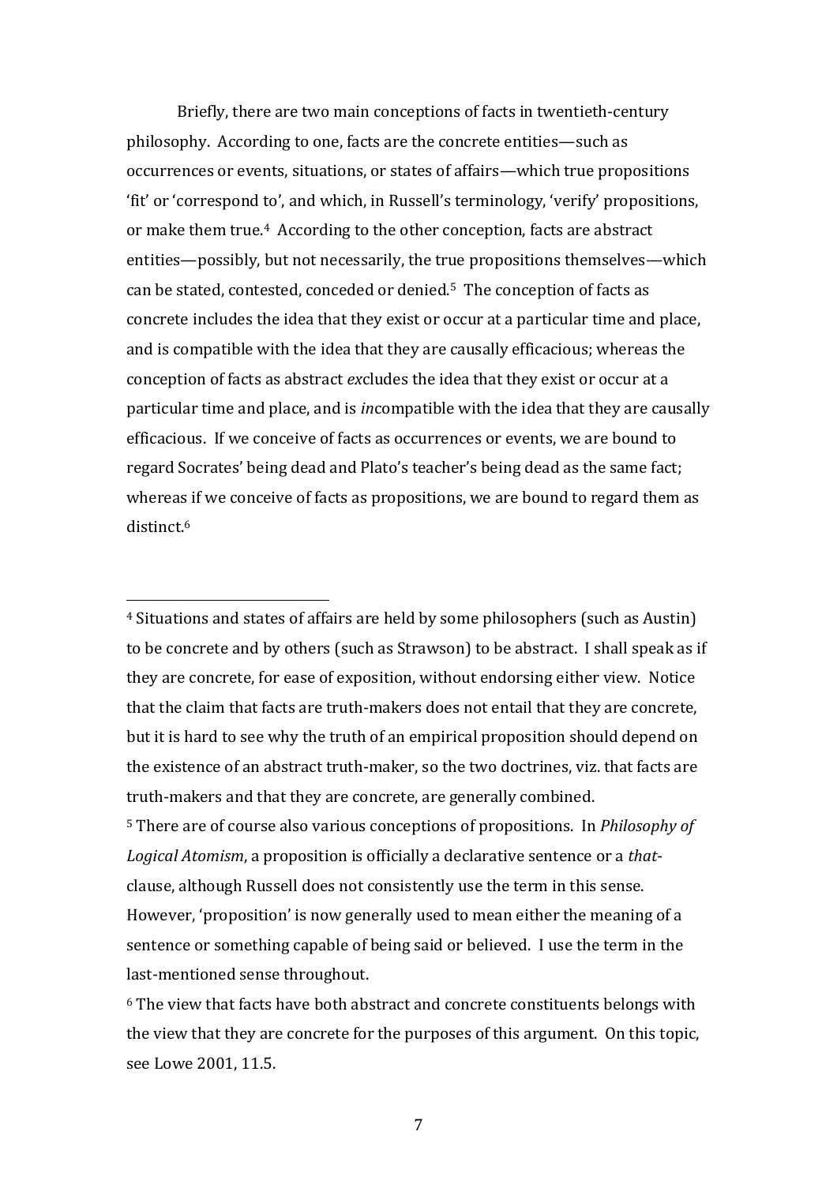Briefly, there are two main conceptions of facts in twentieth-century philosophy. According to one, facts are the concrete entities—such as occurrences or events, situations, or states of affairs—which true propositions 'fit' or 'correspond to', and which, in Russell's terminology, 'verify' propositions, or make them true.[4] According to the other conception, facts are abstract entities—possibly, but not necessarily, the true propositions themselves—which can be stated, contested, conceded or denied.[5] The conception of facts as concrete includes the idea that they exist or occur at a particular time and place, and is compatible with the idea that they are causally efficacious; whereas the conception of facts as abstract *ex*cludes the idea that they exist or occur at a particular time and place, and is *in*compatible with the idea that they are causally efficacious. If we conceive of facts as occurrences or events, we are bound to regard Socrates' being dead and Plato's teacher's being dead as the same fact; whereas if we conceive of facts as propositions, we are bound to regard them as distinct.[6]

---

[4] Situations and states of affairs are held by some philosophers (such as Austin) to be concrete and by others (such as Strawson) to be abstract. I shall speak as if they are concrete, for ease of exposition, without endorsing either view. Notice that the claim that facts are truth-makers does not entail that they are concrete, but it is hard to see why the truth of an empirical proposition should depend on the existence of an abstract truth-maker, so the two doctrines, viz. that facts are truth-makers and that they are concrete, are generally combined.

[5] There are of course also various conceptions of propositions. In *Philosophy of Logical Atomism*, a proposition is officially a declarative sentence or a *that*-clause, although Russell does not consistently use the term in this sense. However, 'proposition' is now generally used to mean either the meaning of a sentence or something capable of being said or believed. I use the term in the last-mentioned sense throughout.

[6] The view that facts have both abstract and concrete constituents belongs with the view that they are concrete for the purposes of this argument. On this topic, see Lowe 2001, 11.5.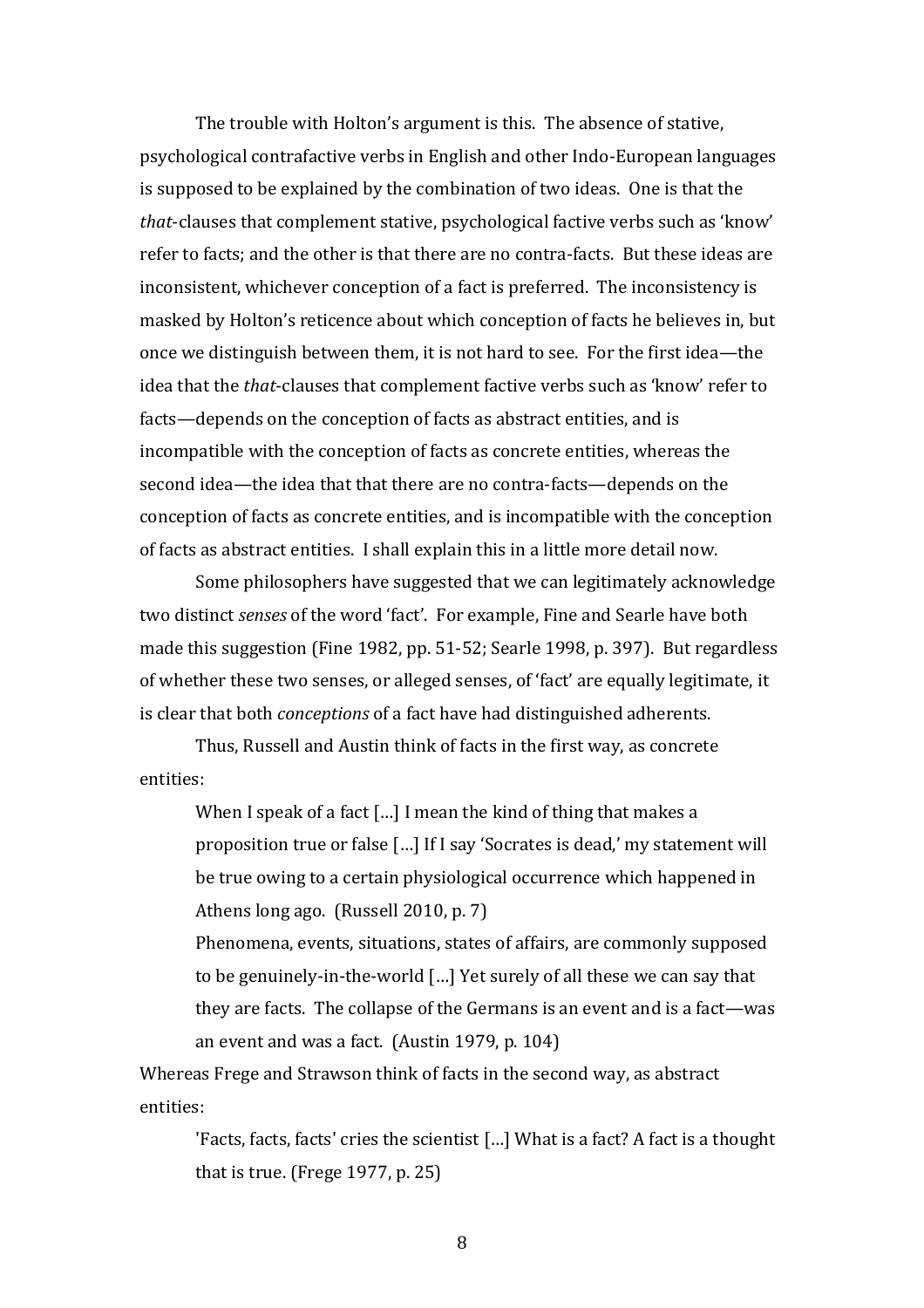The trouble with Holton's argument is this. The absence of stative, psychological contrafactive verbs in English and other Indo-European languages is supposed to be explained by the combination of two ideas. One is that the *that*-clauses that complement stative, psychological factive verbs such as 'know' refer to facts; and the other is that there are no contra-facts. But these ideas are inconsistent, whichever conception of a fact is preferred. The inconsistency is masked by Holton's reticence about which conception of facts he believes in, but once we distinguish between them, it is not hard to see. For the first idea—the idea that the *that*-clauses that complement factive verbs such as 'know' refer to facts—depends on the conception of facts as abstract entities, and is incompatible with the conception of facts as concrete entities, whereas the second idea—the idea that that there are no contra-facts—depends on the conception of facts as concrete entities, and is incompatible with the conception of facts as abstract entities. I shall explain this in a little more detail now.

Some philosophers have suggested that we can legitimately acknowledge two distinct *senses* of the word 'fact'. For example, Fine and Searle have both made this suggestion (Fine 1982, pp. 51-52; Searle 1998, p. 397). But regardless of whether these two senses, or alleged senses, of 'fact' are equally legitimate, it is clear that both *conceptions* of a fact have had distinguished adherents.

Thus, Russell and Austin think of facts in the first way, as concrete entities:

> When I speak of a fact […] I mean the kind of thing that makes a proposition true or false […] If I say 'Socrates is dead,' my statement will be true owing to a certain physiological occurrence which happened in Athens long ago. (Russell 2010, p. 7)

> Phenomena, events, situations, states of affairs, are commonly supposed to be genuinely-in-the-world […] Yet surely of all these we can say that they are facts. The collapse of the Germans is an event and is a fact—was an event and was a fact. (Austin 1979, p. 104)

Whereas Frege and Strawson think of facts in the second way, as abstract entities:

> 'Facts, facts, facts' cries the scientist […] What is a fact? A fact is a thought that is true. (Frege 1977, p. 25)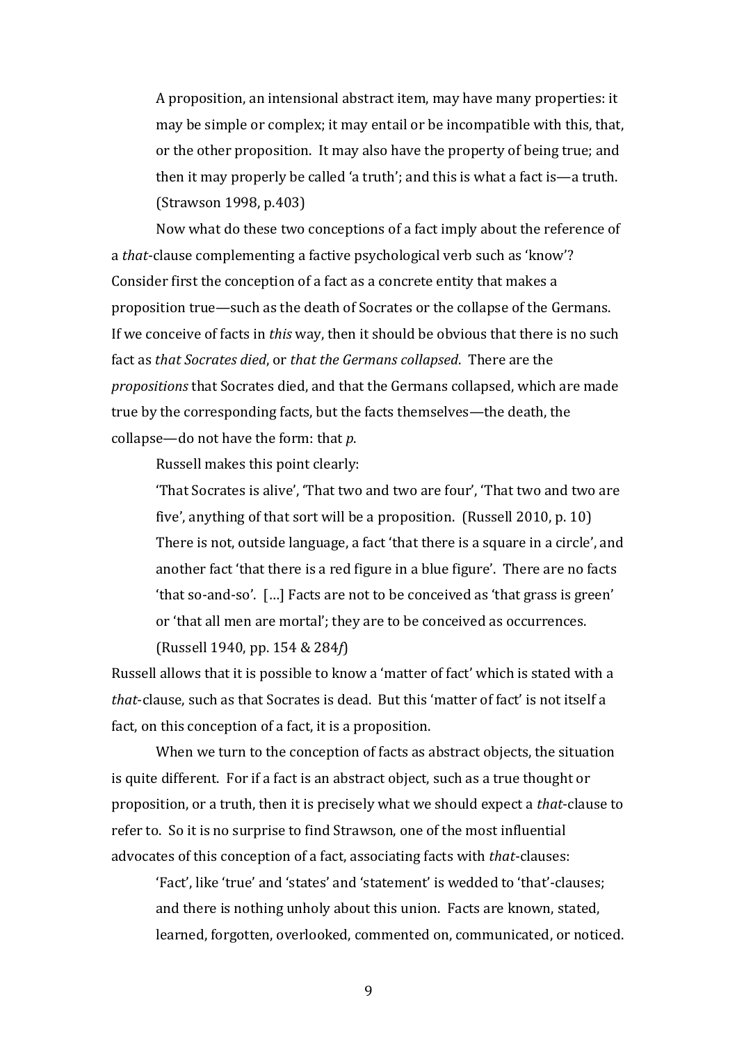> A proposition, an intensional abstract item, may have many properties: it may be simple or complex; it may entail or be incompatible with this, that, or the other proposition. It may also have the property of being true; and then it may properly be called 'a truth'; and this is what a fact is—a truth. (Strawson 1998, p.403)

Now what do these two conceptions of a fact imply about the reference of a *that*-clause complementing a factive psychological verb such as 'know'? Consider first the conception of a fact as a concrete entity that makes a proposition true—such as the death of Socrates or the collapse of the Germans. If we conceive of facts in *this* way, then it should be obvious that there is no such fact as *that Socrates died*, or *that the Germans collapsed*. There are the *propositions* that Socrates died, and that the Germans collapsed, which are made true by the corresponding facts, but the facts themselves—the death, the collapse—do not have the form: that *p*.

Russell makes this point clearly:

> 'That Socrates is alive', 'That two and two are four', 'That two and two are five', anything of that sort will be a proposition. (Russell 2010, p. 10)
>
> There is not, outside language, a fact 'that there is a square in a circle', and another fact 'that there is a red figure in a blue figure'. There are no facts 'that so-and-so'. […] Facts are not to be conceived as 'that grass is green' or 'that all men are mortal'; they are to be conceived as occurrences. (Russell 1940, pp. 154 & 284*f*)

Russell allows that it is possible to know a 'matter of fact' which is stated with a *that*-clause, such as that Socrates is dead. But this 'matter of fact' is not itself a fact, on this conception of a fact, it is a proposition.

When we turn to the conception of facts as abstract objects, the situation is quite different. For if a fact is an abstract object, such as a true thought or proposition, or a truth, then it is precisely what we should expect a *that*-clause to refer to. So it is no surprise to find Strawson, one of the most influential advocates of this conception of a fact, associating facts with *that*-clauses:

> 'Fact', like 'true' and 'states' and 'statement' is wedded to 'that'-clauses; and there is nothing unholy about this union. Facts are known, stated, learned, forgotten, overlooked, commented on, communicated, or noticed.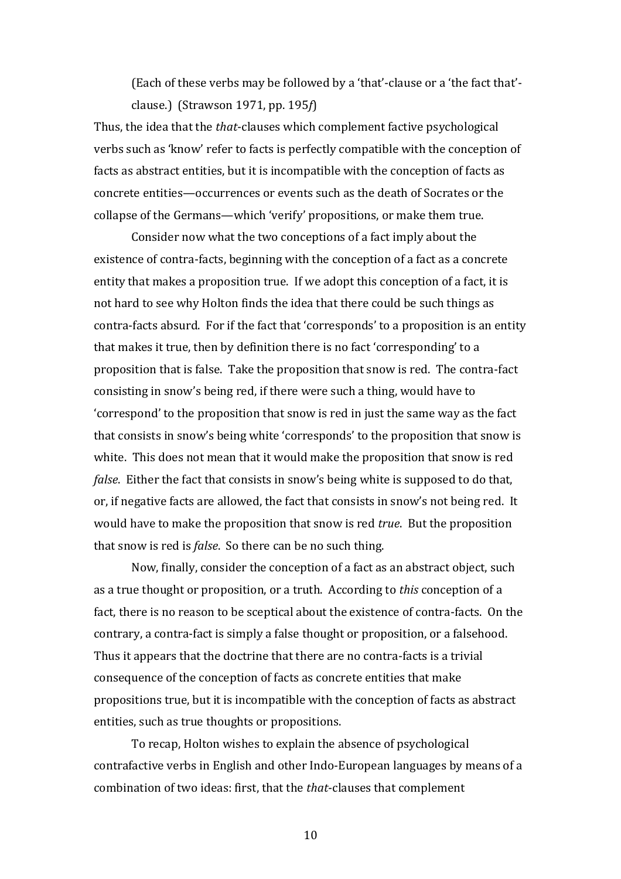(Each of these verbs may be followed by a 'that'-clause or a 'the fact that'-clause.) (Strawson 1971, pp. 195*f*)

Thus, the idea that the *that*-clauses which complement factive psychological verbs such as 'know' refer to facts is perfectly compatible with the conception of facts as abstract entities, but it is incompatible with the conception of facts as concrete entities—occurrences or events such as the death of Socrates or the collapse of the Germans—which 'verify' propositions, or make them true.

Consider now what the two conceptions of a fact imply about the existence of contra-facts, beginning with the conception of a fact as a concrete entity that makes a proposition true. If we adopt this conception of a fact, it is not hard to see why Holton finds the idea that there could be such things as contra-facts absurd. For if the fact that 'corresponds' to a proposition is an entity that makes it true, then by definition there is no fact 'corresponding' to a proposition that is false. Take the proposition that snow is red. The contra-fact consisting in snow's being red, if there were such a thing, would have to 'correspond' to the proposition that snow is red in just the same way as the fact that consists in snow's being white 'corresponds' to the proposition that snow is white. This does not mean that it would make the proposition that snow is red *false*. Either the fact that consists in snow's being white is supposed to do that, or, if negative facts are allowed, the fact that consists in snow's not being red. It would have to make the proposition that snow is red *true*. But the proposition that snow is red is *false*. So there can be no such thing.

Now, finally, consider the conception of a fact as an abstract object, such as a true thought or proposition, or a truth. According to *this* conception of a fact, there is no reason to be sceptical about the existence of contra-facts. On the contrary, a contra-fact is simply a false thought or proposition, or a falsehood. Thus it appears that the doctrine that there are no contra-facts is a trivial consequence of the conception of facts as concrete entities that make propositions true, but it is incompatible with the conception of facts as abstract entities, such as true thoughts or propositions.

To recap, Holton wishes to explain the absence of psychological contrafactive verbs in English and other Indo-European languages by means of a combination of two ideas: first, that the *that*-clauses that complement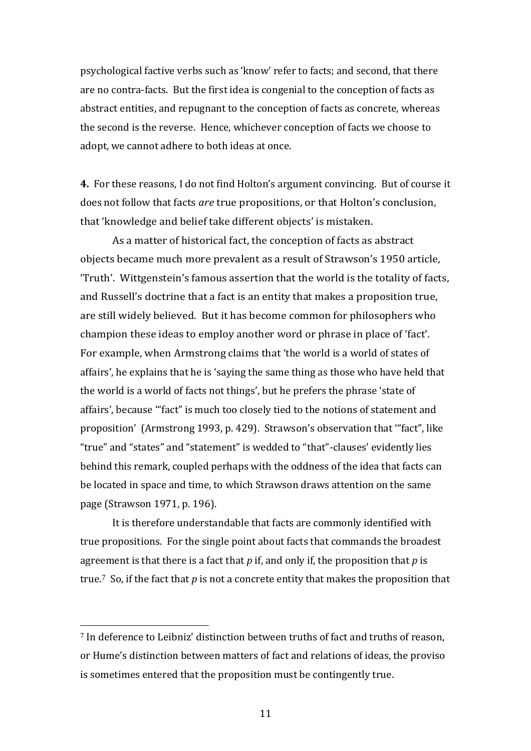psychological factive verbs such as 'know' refer to facts; and second, that there are no contra-facts. But the first idea is congenial to the conception of facts as abstract entities, and repugnant to the conception of facts as concrete, whereas the second is the reverse. Hence, whichever conception of facts we choose to adopt, we cannot adhere to both ideas at once.

**4.** For these reasons, I do not find Holton's argument convincing. But of course it does not follow that facts *are* true propositions, or that Holton's conclusion, that 'knowledge and belief take different objects' is mistaken.

As a matter of historical fact, the conception of facts as abstract objects became much more prevalent as a result of Strawson's 1950 article, 'Truth'. Wittgenstein's famous assertion that the world is the totality of facts, and Russell's doctrine that a fact is an entity that makes a proposition true, are still widely believed. But it has become common for philosophers who champion these ideas to employ another word or phrase in place of 'fact'. For example, when Armstrong claims that 'the world is a world of states of affairs', he explains that he is 'saying the same thing as those who have held that the world is a world of facts not things', but he prefers the phrase 'state of affairs', because '"fact" is much too closely tied to the notions of statement and proposition' (Armstrong 1993, p. 429). Strawson's observation that '"fact", like "true" and "states" and "statement" is wedded to "that"-clauses' evidently lies behind this remark, coupled perhaps with the oddness of the idea that facts can be located in space and time, to which Strawson draws attention on the same page (Strawson 1971, p. 196).

It is therefore understandable that facts are commonly identified with true propositions. For the single point about facts that commands the broadest agreement is that there is a fact that *p* if, and only if, the proposition that *p* is true.[7] So, if the fact that *p* is not a concrete entity that makes the proposition that

[7] In deference to Leibniz' distinction between truths of fact and truths of reason, or Hume's distinction between matters of fact and relations of ideas, the proviso is sometimes entered that the proposition must be contingently true.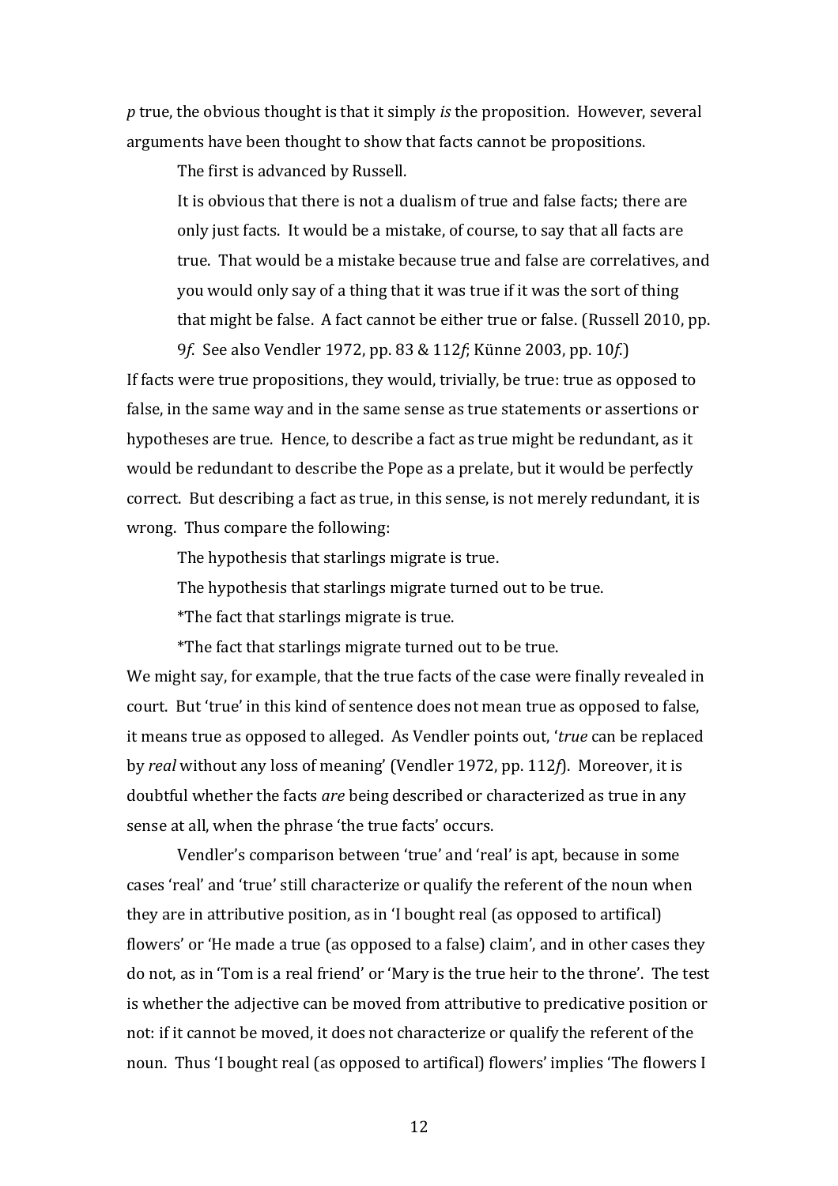*p* true, the obvious thought is that it simply *is* the proposition. However, several arguments have been thought to show that facts cannot be propositions.

The first is advanced by Russell.

> It is obvious that there is not a dualism of true and false facts; there are only just facts. It would be a mistake, of course, to say that all facts are true. That would be a mistake because true and false are correlatives, and you would only say of a thing that it was true if it was the sort of thing that might be false. A fact cannot be either true or false. (Russell 2010, pp. 9*f*. See also Vendler 1972, pp. 83 & 112*f*; Künne 2003, pp. 10*f*.)

If facts were true propositions, they would, trivially, be true: true as opposed to false, in the same way and in the same sense as true statements or assertions or hypotheses are true. Hence, to describe a fact as true might be redundant, as it would be redundant to describe the Pope as a prelate, but it would be perfectly correct. But describing a fact as true, in this sense, is not merely redundant, it is wrong. Thus compare the following:

> The hypothesis that starlings migrate is true.
>
> The hypothesis that starlings migrate turned out to be true.
>
> *The fact that starlings migrate is true.
>
> *The fact that starlings migrate turned out to be true.

We might say, for example, that the true facts of the case were finally revealed in court. But 'true' in this kind of sentence does not mean true as opposed to false, it means true as opposed to alleged. As Vendler points out, '*true* can be replaced by *real* without any loss of meaning' (Vendler 1972, pp. 112*f*). Moreover, it is doubtful whether the facts *are* being described or characterized as true in any sense at all, when the phrase 'the true facts' occurs.

Vendler's comparison between 'true' and 'real' is apt, because in some cases 'real' and 'true' still characterize or qualify the referent of the noun when they are in attributive position, as in 'I bought real (as opposed to artifical) flowers' or 'He made a true (as opposed to a false) claim', and in other cases they do not, as in 'Tom is a real friend' or 'Mary is the true heir to the throne'. The test is whether the adjective can be moved from attributive to predicative position or not: if it cannot be moved, it does not characterize or qualify the referent of the noun. Thus 'I bought real (as opposed to artifical) flowers' implies 'The flowers I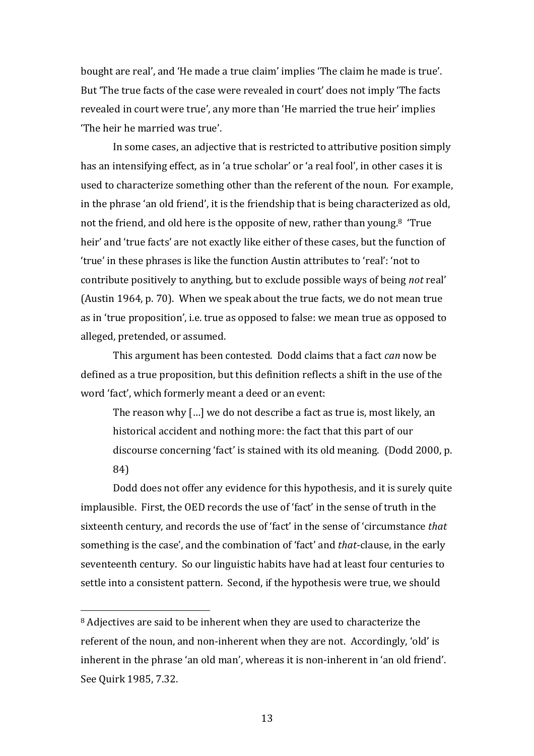bought are real', and 'He made a true claim' implies 'The claim he made is true'. But 'The true facts of the case were revealed in court' does not imply 'The facts revealed in court were true', any more than 'He married the true heir' implies 'The heir he married was true'.

In some cases, an adjective that is restricted to attributive position simply has an intensifying effect, as in 'a true scholar' or 'a real fool', in other cases it is used to characterize something other than the referent of the noun. For example, in the phrase 'an old friend', it is the friendship that is being characterized as old, not the friend, and old here is the opposite of new, rather than young.[8] 'True heir' and 'true facts' are not exactly like either of these cases, but the function of 'true' in these phrases is like the function Austin attributes to 'real': 'not to contribute positively to anything, but to exclude possible ways of being *not* real' (Austin 1964, p. 70). When we speak about the true facts, we do not mean true as in 'true proposition', i.e. true as opposed to false: we mean true as opposed to alleged, pretended, or assumed.

This argument has been contested. Dodd claims that a fact *can* now be defined as a true proposition, but this definition reflects a shift in the use of the word 'fact', which formerly meant a deed or an event:

> The reason why […] we do not describe a fact as true is, most likely, an historical accident and nothing more: the fact that this part of our discourse concerning 'fact' is stained with its old meaning. (Dodd 2000, p. 84)

Dodd does not offer any evidence for this hypothesis, and it is surely quite implausible. First, the OED records the use of 'fact' in the sense of truth in the sixteenth century, and records the use of 'fact' in the sense of 'circumstance *that* something is the case', and the combination of 'fact' and *that*-clause, in the early seventeenth century. So our linguistic habits have had at least four centuries to settle into a consistent pattern. Second, if the hypothesis were true, we should

---

[8] Adjectives are said to be inherent when they are used to characterize the referent of the noun, and non-inherent when they are not. Accordingly, 'old' is inherent in the phrase 'an old man', whereas it is non-inherent in 'an old friend'. See Quirk 1985, 7.32.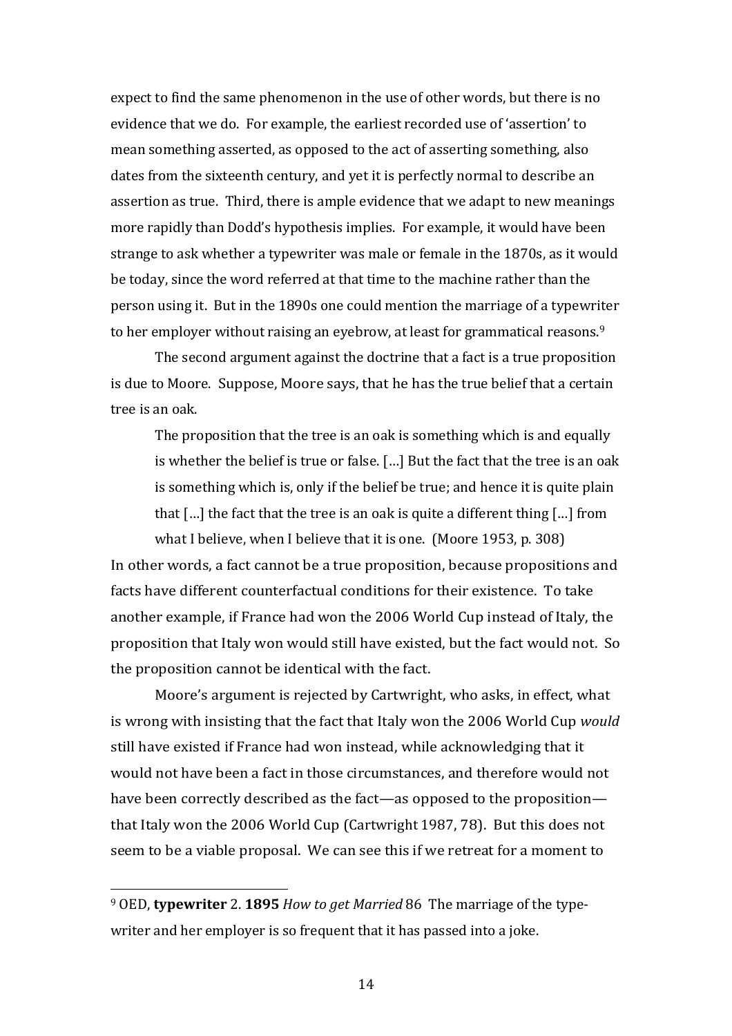expect to find the same phenomenon in the use of other words, but there is no evidence that we do. For example, the earliest recorded use of 'assertion' to mean something asserted, as opposed to the act of asserting something, also dates from the sixteenth century, and yet it is perfectly normal to describe an assertion as true. Third, there is ample evidence that we adapt to new meanings more rapidly than Dodd's hypothesis implies. For example, it would have been strange to ask whether a typewriter was male or female in the 1870s, as it would be today, since the word referred at that time to the machine rather than the person using it. But in the 1890s one could mention the marriage of a typewriter to her employer without raising an eyebrow, at least for grammatical reasons.[9]

The second argument against the doctrine that a fact is a true proposition is due to Moore. Suppose, Moore says, that he has the true belief that a certain tree is an oak.

> The proposition that the tree is an oak is something which is and equally is whether the belief is true or false. […] But the fact that the tree is an oak is something which is, only if the belief be true; and hence it is quite plain that […] the fact that the tree is an oak is quite a different thing […] from what I believe, when I believe that it is one. (Moore 1953, p. 308)

In other words, a fact cannot be a true proposition, because propositions and facts have different counterfactual conditions for their existence. To take another example, if France had won the 2006 World Cup instead of Italy, the proposition that Italy won would still have existed, but the fact would not. So the proposition cannot be identical with the fact.

Moore's argument is rejected by Cartwright, who asks, in effect, what is wrong with insisting that the fact that Italy won the 2006 World Cup *would* still have existed if France had won instead, while acknowledging that it would not have been a fact in those circumstances, and therefore would not have been correctly described as the fact—as opposed to the proposition—that Italy won the 2006 World Cup (Cartwright 1987, 78). But this does not seem to be a viable proposal. We can see this if we retreat for a moment to

[9] OED, **typewriter** 2. **1895** *How to get Married* 86 The marriage of the type-writer and her employer is so frequent that it has passed into a joke.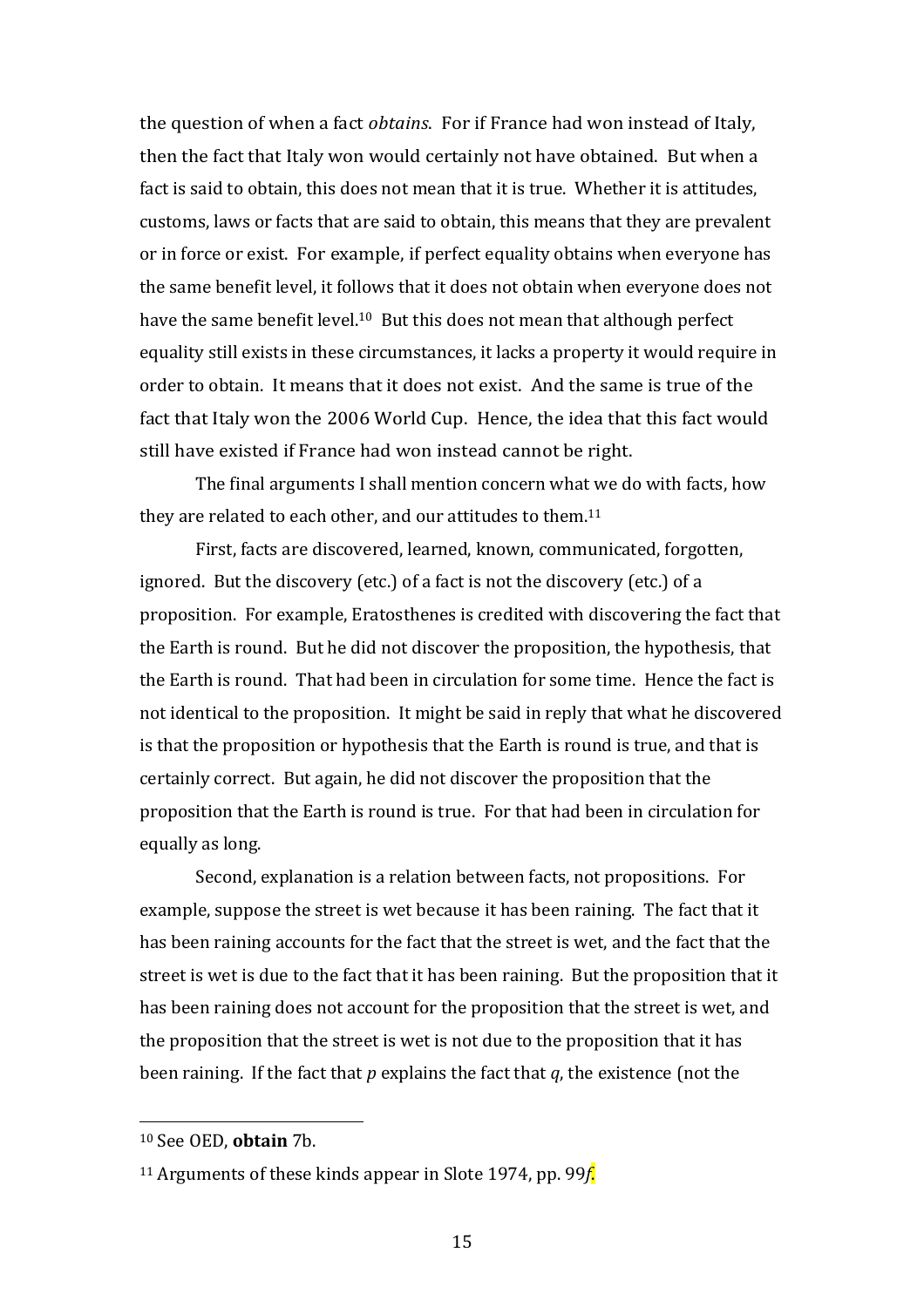the question of when a fact *obtains*. For if France had won instead of Italy, then the fact that Italy won would certainly not have obtained. But when a fact is said to obtain, this does not mean that it is true. Whether it is attitudes, customs, laws or facts that are said to obtain, this means that they are prevalent or in force or exist. For example, if perfect equality obtains when everyone has the same benefit level, it follows that it does not obtain when everyone does not have the same benefit level.[10] But this does not mean that although perfect equality still exists in these circumstances, it lacks a property it would require in order to obtain. It means that it does not exist. And the same is true of the fact that Italy won the 2006 World Cup. Hence, the idea that this fact would still have existed if France had won instead cannot be right.

The final arguments I shall mention concern what we do with facts, how they are related to each other, and our attitudes to them.[11]

First, facts are discovered, learned, known, communicated, forgotten, ignored. But the discovery (etc.) of a fact is not the discovery (etc.) of a proposition. For example, Eratosthenes is credited with discovering the fact that the Earth is round. But he did not discover the proposition, the hypothesis, that the Earth is round. That had been in circulation for some time. Hence the fact is not identical to the proposition. It might be said in reply that what he discovered is that the proposition or hypothesis that the Earth is round is true, and that is certainly correct. But again, he did not discover the proposition that the proposition that the Earth is round is true. For that had been in circulation for equally as long.

Second, explanation is a relation between facts, not propositions. For example, suppose the street is wet because it has been raining. The fact that it has been raining accounts for the fact that the street is wet, and the fact that the street is wet is due to the fact that it has been raining. But the proposition that it has been raining does not account for the proposition that the street is wet, and the proposition that the street is wet is not due to the proposition that it has been raining. If the fact that *p* explains the fact that *q*, the existence (not the

---

[10] See OED, **obtain** 7b.

[11] Arguments of these kinds appear in Slote 1974, pp. 99*f*.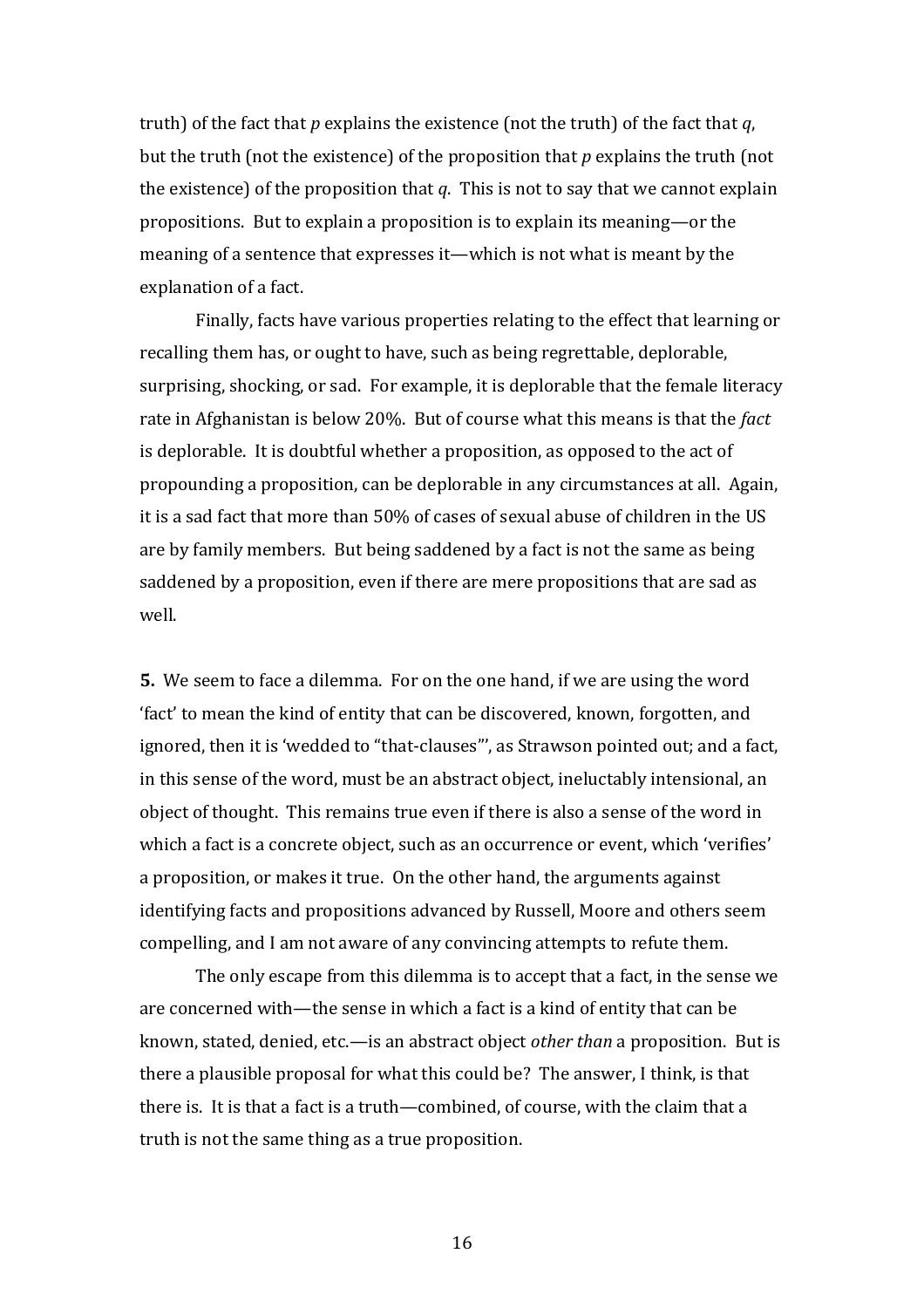truth) of the fact that *p* explains the existence (not the truth) of the fact that *q*, but the truth (not the existence) of the proposition that *p* explains the truth (not the existence) of the proposition that *q*. This is not to say that we cannot explain propositions. But to explain a proposition is to explain its meaning—or the meaning of a sentence that expresses it—which is not what is meant by the explanation of a fact.

Finally, facts have various properties relating to the effect that learning or recalling them has, or ought to have, such as being regrettable, deplorable, surprising, shocking, or sad. For example, it is deplorable that the female literacy rate in Afghanistan is below 20%. But of course what this means is that the *fact* is deplorable. It is doubtful whether a proposition, as opposed to the act of propounding a proposition, can be deplorable in any circumstances at all. Again, it is a sad fact that more than 50% of cases of sexual abuse of children in the US are by family members. But being saddened by a fact is not the same as being saddened by a proposition, even if there are mere propositions that are sad as well.

**5.** We seem to face a dilemma. For on the one hand, if we are using the word 'fact' to mean the kind of entity that can be discovered, known, forgotten, and ignored, then it is 'wedded to "that-clauses"', as Strawson pointed out; and a fact, in this sense of the word, must be an abstract object, ineluctably intensional, an object of thought. This remains true even if there is also a sense of the word in which a fact is a concrete object, such as an occurrence or event, which 'verifies' a proposition, or makes it true. On the other hand, the arguments against identifying facts and propositions advanced by Russell, Moore and others seem compelling, and I am not aware of any convincing attempts to refute them.

The only escape from this dilemma is to accept that a fact, in the sense we are concerned with—the sense in which a fact is a kind of entity that can be known, stated, denied, etc.—is an abstract object *other than* a proposition. But is there a plausible proposal for what this could be? The answer, I think, is that there is. It is that a fact is a truth—combined, of course, with the claim that a truth is not the same thing as a true proposition.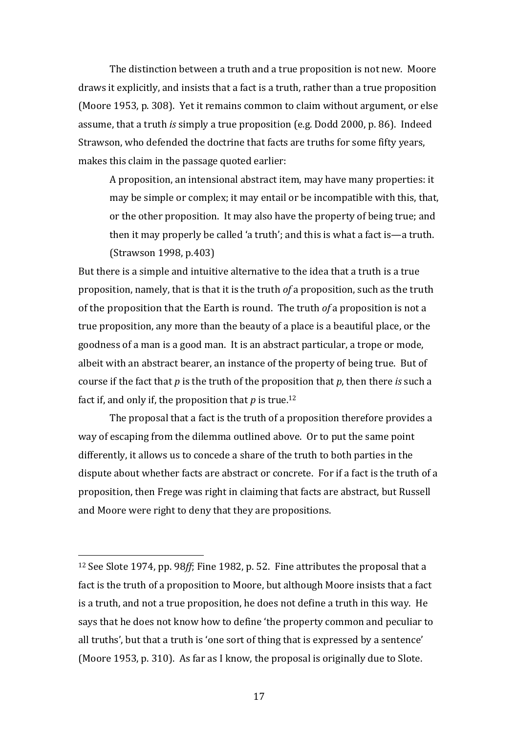The distinction between a truth and a true proposition is not new. Moore draws it explicitly, and insists that a fact is a truth, rather than a true proposition (Moore 1953, p. 308). Yet it remains common to claim without argument, or else assume, that a truth *is* simply a true proposition (e.g. Dodd 2000, p. 86). Indeed Strawson, who defended the doctrine that facts are truths for some fifty years, makes this claim in the passage quoted earlier:

> A proposition, an intensional abstract item, may have many properties: it may be simple or complex; it may entail or be incompatible with this, that, or the other proposition. It may also have the property of being true; and then it may properly be called 'a truth'; and this is what a fact is—a truth. (Strawson 1998, p.403)

But there is a simple and intuitive alternative to the idea that a truth is a true proposition, namely, that is that it is the truth *of* a proposition, such as the truth of the proposition that the Earth is round. The truth *of* a proposition is not a true proposition, any more than the beauty of a place is a beautiful place, or the goodness of a man is a good man. It is an abstract particular, a trope or mode, albeit with an abstract bearer, an instance of the property of being true. But of course if the fact that *p* is the truth of the proposition that *p*, then there *is* such a fact if, and only if, the proposition that *p* is true.[12]

The proposal that a fact is the truth of a proposition therefore provides a way of escaping from the dilemma outlined above. Or to put the same point differently, it allows us to concede a share of the truth to both parties in the dispute about whether facts are abstract or concrete. For if a fact is the truth of a proposition, then Frege was right in claiming that facts are abstract, but Russell and Moore were right to deny that they are propositions.

---

[12] See Slote 1974, pp. 98*ff*; Fine 1982, p. 52. Fine attributes the proposal that a fact is the truth of a proposition to Moore, but although Moore insists that a fact is a truth, and not a true proposition, he does not define a truth in this way. He says that he does not know how to define 'the property common and peculiar to all truths', but that a truth is 'one sort of thing that is expressed by a sentence' (Moore 1953, p. 310). As far as I know, the proposal is originally due to Slote.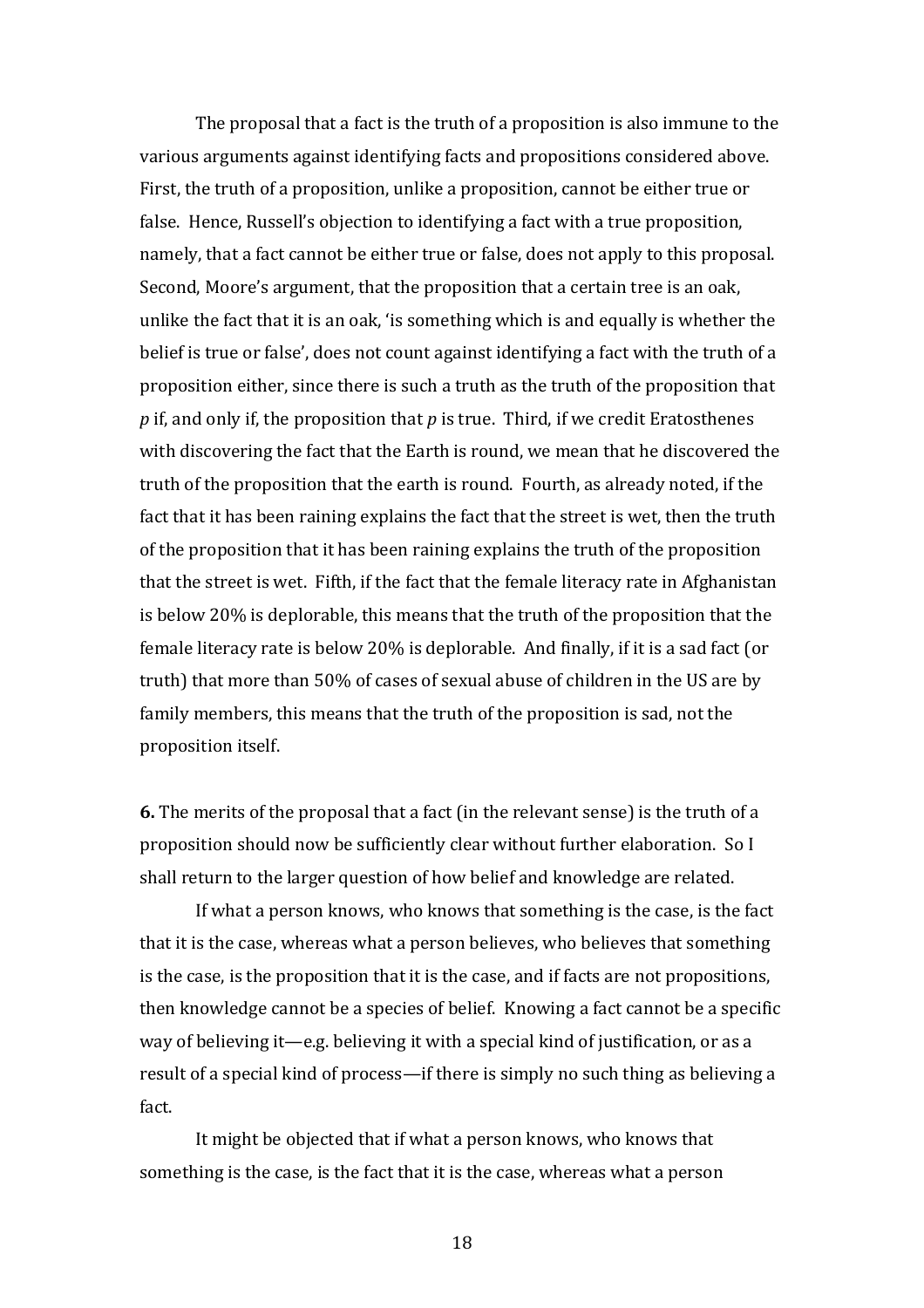The proposal that a fact is the truth of a proposition is also immune to the various arguments against identifying facts and propositions considered above. First, the truth of a proposition, unlike a proposition, cannot be either true or false. Hence, Russell's objection to identifying a fact with a true proposition, namely, that a fact cannot be either true or false, does not apply to this proposal. Second, Moore's argument, that the proposition that a certain tree is an oak, unlike the fact that it is an oak, 'is something which is and equally is whether the belief is true or false', does not count against identifying a fact with the truth of a proposition either, since there is such a truth as the truth of the proposition that *p* if, and only if, the proposition that *p* is true. Third, if we credit Eratosthenes with discovering the fact that the Earth is round, we mean that he discovered the truth of the proposition that the earth is round. Fourth, as already noted, if the fact that it has been raining explains the fact that the street is wet, then the truth of the proposition that it has been raining explains the truth of the proposition that the street is wet. Fifth, if the fact that the female literacy rate in Afghanistan is below 20% is deplorable, this means that the truth of the proposition that the female literacy rate is below 20% is deplorable. And finally, if it is a sad fact (or truth) that more than 50% of cases of sexual abuse of children in the US are by family members, this means that the truth of the proposition is sad, not the proposition itself.

**6.** The merits of the proposal that a fact (in the relevant sense) is the truth of a proposition should now be sufficiently clear without further elaboration. So I shall return to the larger question of how belief and knowledge are related.

If what a person knows, who knows that something is the case, is the fact that it is the case, whereas what a person believes, who believes that something is the case, is the proposition that it is the case, and if facts are not propositions, then knowledge cannot be a species of belief. Knowing a fact cannot be a specific way of believing it—e.g. believing it with a special kind of justification, or as a result of a special kind of process—if there is simply no such thing as believing a fact.

It might be objected that if what a person knows, who knows that something is the case, is the fact that it is the case, whereas what a person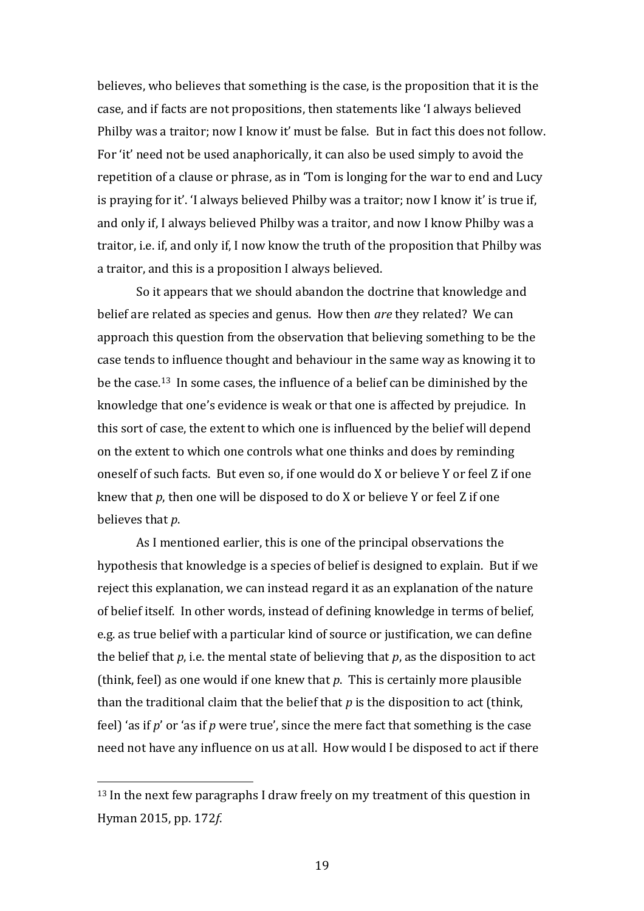believes, who believes that something is the case, is the proposition that it is the case, and if facts are not propositions, then statements like 'I always believed Philby was a traitor; now I know it' must be false. But in fact this does not follow. For 'it' need not be used anaphorically, it can also be used simply to avoid the repetition of a clause or phrase, as in 'Tom is longing for the war to end and Lucy is praying for it'. 'I always believed Philby was a traitor; now I know it' is true if, and only if, I always believed Philby was a traitor, and now I know Philby was a traitor, i.e. if, and only if, I now know the truth of the proposition that Philby was a traitor, and this is a proposition I always believed.

So it appears that we should abandon the doctrine that knowledge and belief are related as species and genus. How then *are* they related? We can approach this question from the observation that believing something to be the case tends to influence thought and behaviour in the same way as knowing it to be the case.[13] In some cases, the influence of a belief can be diminished by the knowledge that one's evidence is weak or that one is affected by prejudice. In this sort of case, the extent to which one is influenced by the belief will depend on the extent to which one controls what one thinks and does by reminding oneself of such facts. But even so, if one would do X or believe Y or feel Z if one knew that *p*, then one will be disposed to do X or believe Y or feel Z if one believes that *p*.

As I mentioned earlier, this is one of the principal observations the hypothesis that knowledge is a species of belief is designed to explain. But if we reject this explanation, we can instead regard it as an explanation of the nature of belief itself. In other words, instead of defining knowledge in terms of belief, e.g. as true belief with a particular kind of source or justification, we can define the belief that *p*, i.e. the mental state of believing that *p*, as the disposition to act (think, feel) as one would if one knew that *p*. This is certainly more plausible than the traditional claim that the belief that *p* is the disposition to act (think, feel) 'as if *p*' or 'as if *p* were true', since the mere fact that something is the case need not have any influence on us at all. How would I be disposed to act if there

[13] In the next few paragraphs I draw freely on my treatment of this question in Hyman 2015, pp. 172*f*.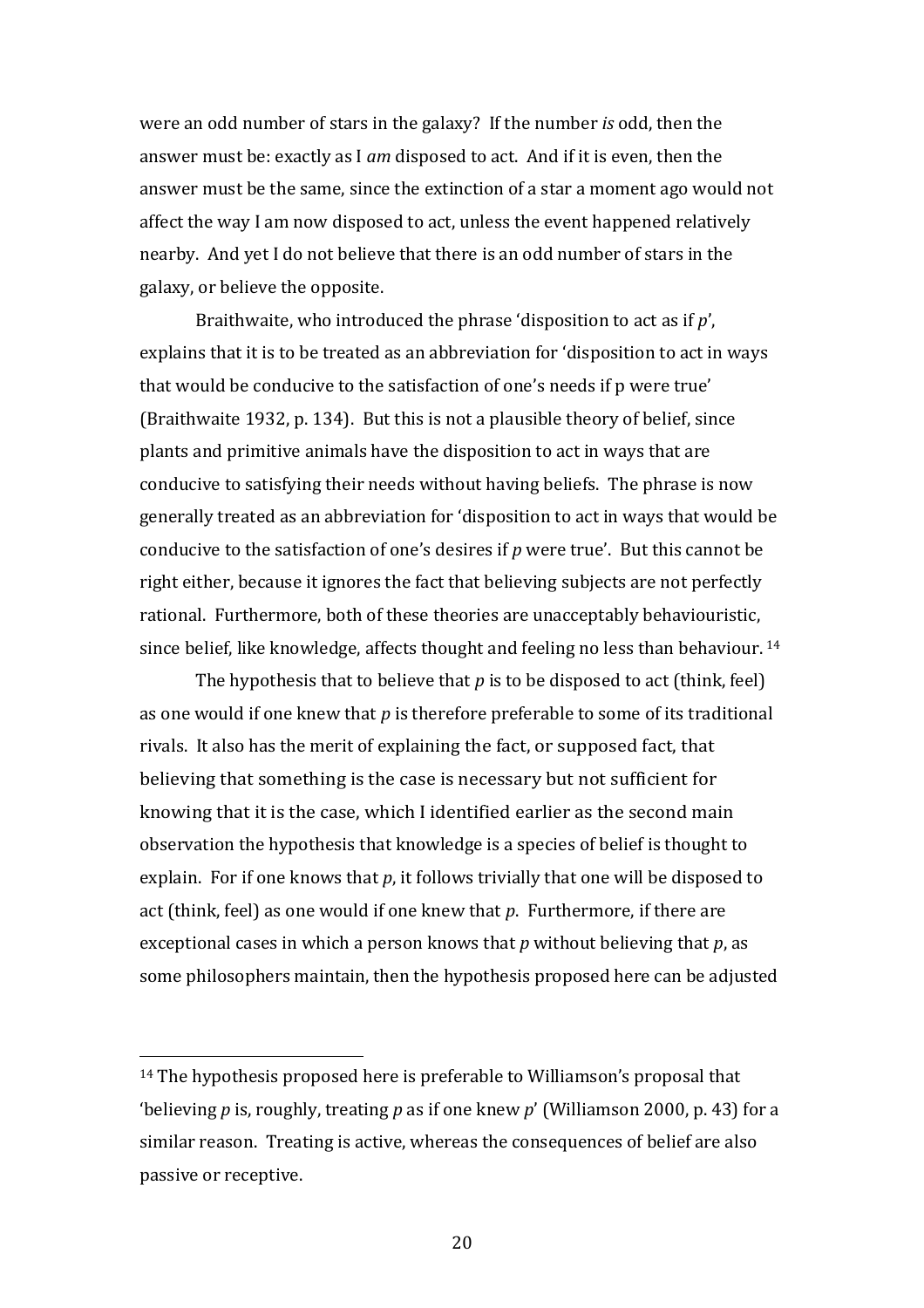were an odd number of stars in the galaxy? If the number *is* odd, then the answer must be: exactly as I *am* disposed to act. And if it is even, then the answer must be the same, since the extinction of a star a moment ago would not affect the way I am now disposed to act, unless the event happened relatively nearby. And yet I do not believe that there is an odd number of stars in the galaxy, or believe the opposite.

Braithwaite, who introduced the phrase 'disposition to act as if *p*', explains that it is to be treated as an abbreviation for 'disposition to act in ways that would be conducive to the satisfaction of one's needs if p were true' (Braithwaite 1932, p. 134). But this is not a plausible theory of belief, since plants and primitive animals have the disposition to act in ways that are conducive to satisfying their needs without having beliefs. The phrase is now generally treated as an abbreviation for 'disposition to act in ways that would be conducive to the satisfaction of one's desires if *p* were true'. But this cannot be right either, because it ignores the fact that believing subjects are not perfectly rational. Furthermore, both of these theories are unacceptably behaviouristic, since belief, like knowledge, affects thought and feeling no less than behaviour.[14]

The hypothesis that to believe that *p* is to be disposed to act (think, feel) as one would if one knew that *p* is therefore preferable to some of its traditional rivals. It also has the merit of explaining the fact, or supposed fact, that believing that something is the case is necessary but not sufficient for knowing that it is the case, which I identified earlier as the second main observation the hypothesis that knowledge is a species of belief is thought to explain. For if one knows that *p*, it follows trivially that one will be disposed to act (think, feel) as one would if one knew that *p*. Furthermore, if there are exceptional cases in which a person knows that *p* without believing that *p*, as some philosophers maintain, then the hypothesis proposed here can be adjusted

[14] The hypothesis proposed here is preferable to Williamson's proposal that 'believing *p* is, roughly, treating *p* as if one knew *p*' (Williamson 2000, p. 43) for a similar reason. Treating is active, whereas the consequences of belief are also passive or receptive.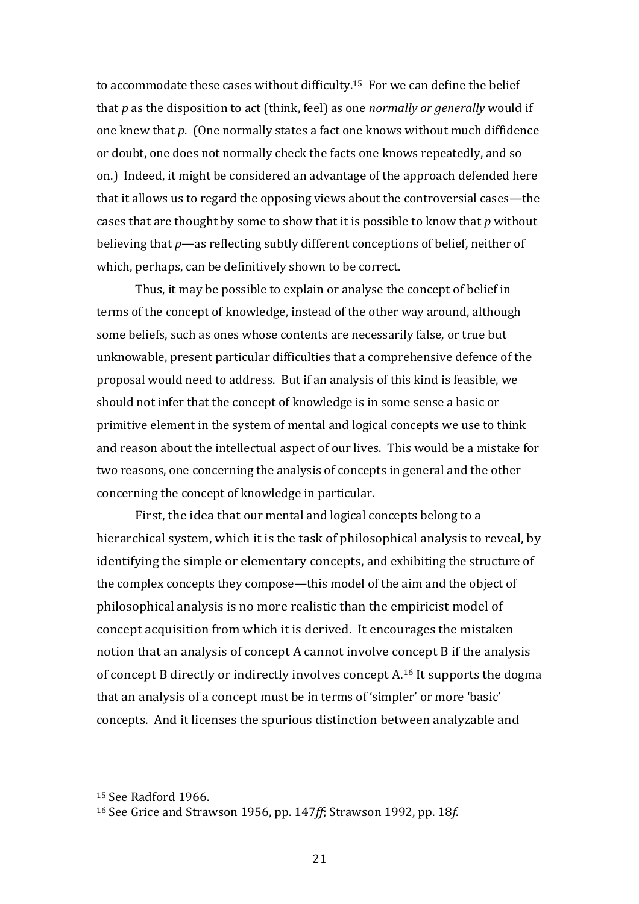to accommodate these cases without difficulty.[15] For we can define the belief that *p* as the disposition to act (think, feel) as one *normally or generally* would if one knew that *p*. (One normally states a fact one knows without much diffidence or doubt, one does not normally check the facts one knows repeatedly, and so on.) Indeed, it might be considered an advantage of the approach defended here that it allows us to regard the opposing views about the controversial cases—the cases that are thought by some to show that it is possible to know that *p* without believing that *p*—as reflecting subtly different conceptions of belief, neither of which, perhaps, can be definitively shown to be correct.

Thus, it may be possible to explain or analyse the concept of belief in terms of the concept of knowledge, instead of the other way around, although some beliefs, such as ones whose contents are necessarily false, or true but unknowable, present particular difficulties that a comprehensive defence of the proposal would need to address. But if an analysis of this kind is feasible, we should not infer that the concept of knowledge is in some sense a basic or primitive element in the system of mental and logical concepts we use to think and reason about the intellectual aspect of our lives. This would be a mistake for two reasons, one concerning the analysis of concepts in general and the other concerning the concept of knowledge in particular.

First, the idea that our mental and logical concepts belong to a hierarchical system, which it is the task of philosophical analysis to reveal, by identifying the simple or elementary concepts, and exhibiting the structure of the complex concepts they compose—this model of the aim and the object of philosophical analysis is no more realistic than the empiricist model of concept acquisition from which it is derived. It encourages the mistaken notion that an analysis of concept A cannot involve concept B if the analysis of concept B directly or indirectly involves concept A.[16] It supports the dogma that an analysis of a concept must be in terms of 'simpler' or more 'basic' concepts. And it licenses the spurious distinction between analyzable and

---

[15] See Radford 1966.

[16] See Grice and Strawson 1956, pp. 147*ff*; Strawson 1992, pp. 18*f*.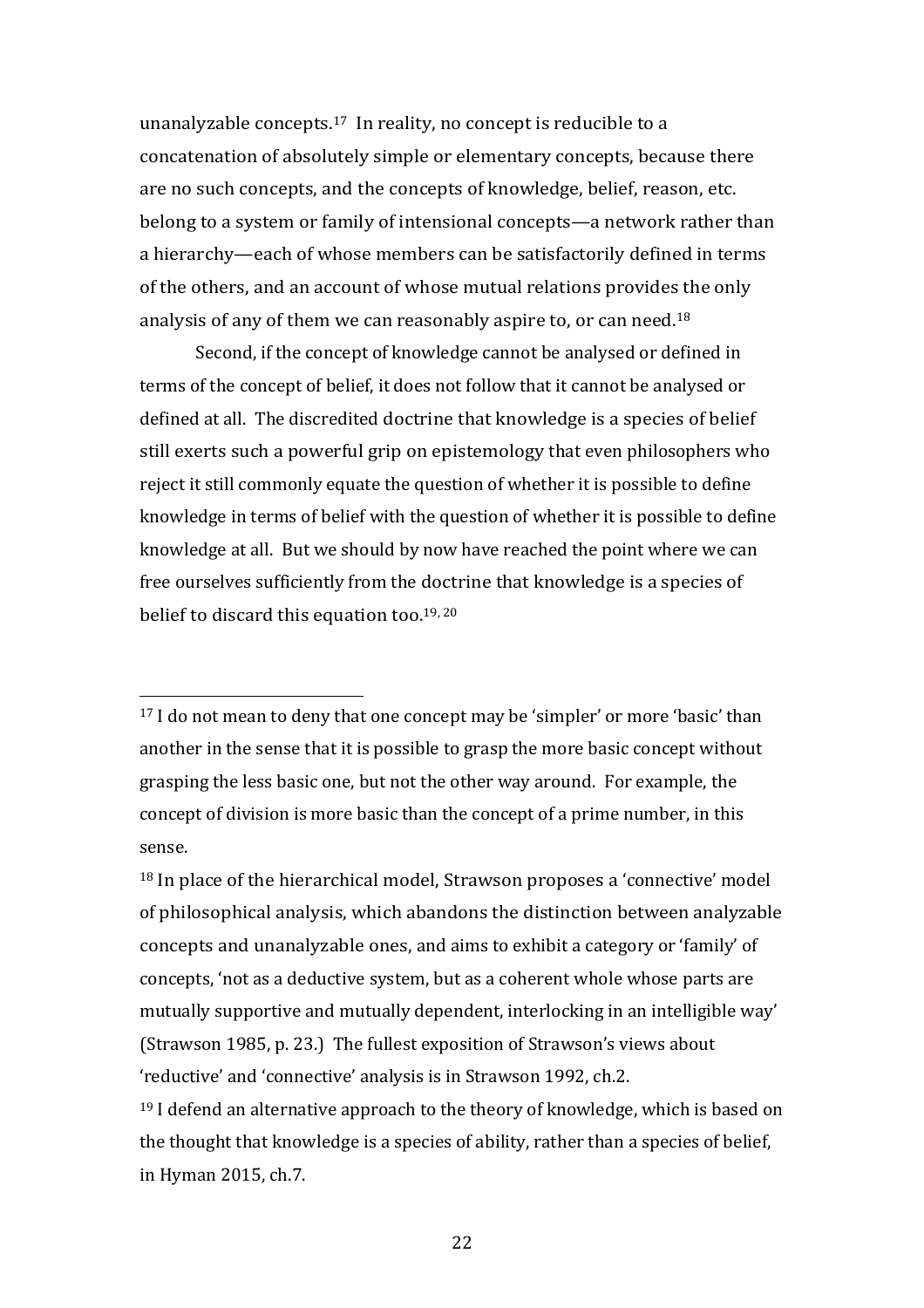unanalyzable concepts.[17] In reality, no concept is reducible to a concatenation of absolutely simple or elementary concepts, because there are no such concepts, and the concepts of knowledge, belief, reason, etc. belong to a system or family of intensional concepts—a network rather than a hierarchy—each of whose members can be satisfactorily defined in terms of the others, and an account of whose mutual relations provides the only analysis of any of them we can reasonably aspire to, or can need.[18]

Second, if the concept of knowledge cannot be analysed or defined in terms of the concept of belief, it does not follow that it cannot be analysed or defined at all. The discredited doctrine that knowledge is a species of belief still exerts such a powerful grip on epistemology that even philosophers who reject it still commonly equate the question of whether it is possible to define knowledge in terms of belief with the question of whether it is possible to define knowledge at all. But we should by now have reached the point where we can free ourselves sufficiently from the doctrine that knowledge is a species of belief to discard this equation too.[19, 20]

---

[17] I do not mean to deny that one concept may be 'simpler' or more 'basic' than another in the sense that it is possible to grasp the more basic concept without grasping the less basic one, but not the other way around. For example, the concept of division is more basic than the concept of a prime number, in this sense.

[18] In place of the hierarchical model, Strawson proposes a 'connective' model of philosophical analysis, which abandons the distinction between analyzable concepts and unanalyzable ones, and aims to exhibit a category or 'family' of concepts, 'not as a deductive system, but as a coherent whole whose parts are mutually supportive and mutually dependent, interlocking in an intelligible way' (Strawson 1985, p. 23.) The fullest exposition of Strawson's views about 'reductive' and 'connective' analysis is in Strawson 1992, ch.2.

[19] I defend an alternative approach to the theory of knowledge, which is based on the thought that knowledge is a species of ability, rather than a species of belief, in Hyman 2015, ch.7.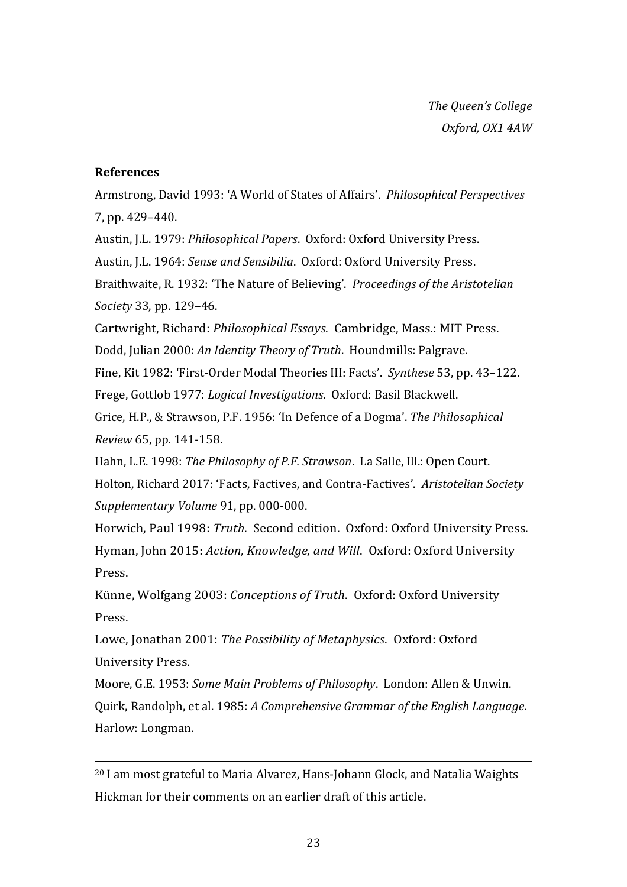*The Queen's College*
*Oxford, OX1 4AW*

**References**

Armstrong, David 1993: 'A World of States of Affairs'. *Philosophical Perspectives* 7, pp. 429–440.

Austin, J.L. 1979: *Philosophical Papers*. Oxford: Oxford University Press.

Austin, J.L. 1964: *Sense and Sensibilia*. Oxford: Oxford University Press.

Braithwaite, R. 1932: 'The Nature of Believing'. *Proceedings of the Aristotelian Society* 33, pp. 129–46.

Cartwright, Richard: *Philosophical Essays*. Cambridge, Mass.: MIT Press.

Dodd, Julian 2000: *An Identity Theory of Truth*. Houndmills: Palgrave.

Fine, Kit 1982: 'First-Order Modal Theories III: Facts'. *Synthese* 53, pp. 43–122.

Frege, Gottlob 1977: *Logical Investigations*. Oxford: Basil Blackwell.

Grice, H.P., & Strawson, P.F. 1956: 'In Defence of a Dogma'. *The Philosophical Review* 65, pp. 141-158.

Hahn, L.E. 1998: *The Philosophy of P.F. Strawson*. La Salle, Ill.: Open Court.

Holton, Richard 2017: 'Facts, Factives, and Contra-Factives'. *Aristotelian Society Supplementary Volume* 91, pp. 000-000.

Horwich, Paul 1998: *Truth*. Second edition. Oxford: Oxford University Press.

Hyman, John 2015: *Action, Knowledge, and Will*. Oxford: Oxford University Press.

Künne, Wolfgang 2003: *Conceptions of Truth*. Oxford: Oxford University Press.

Lowe, Jonathan 2001: *The Possibility of Metaphysics*. Oxford: Oxford University Press.

Moore, G.E. 1953: *Some Main Problems of Philosophy*. London: Allen & Unwin.

Quirk, Randolph, et al. 1985: *A Comprehensive Grammar of the English Language.* Harlow: Longman.

---

[20] I am most grateful to Maria Alvarez, Hans-Johann Glock, and Natalia Waights Hickman for their comments on an earlier draft of this article.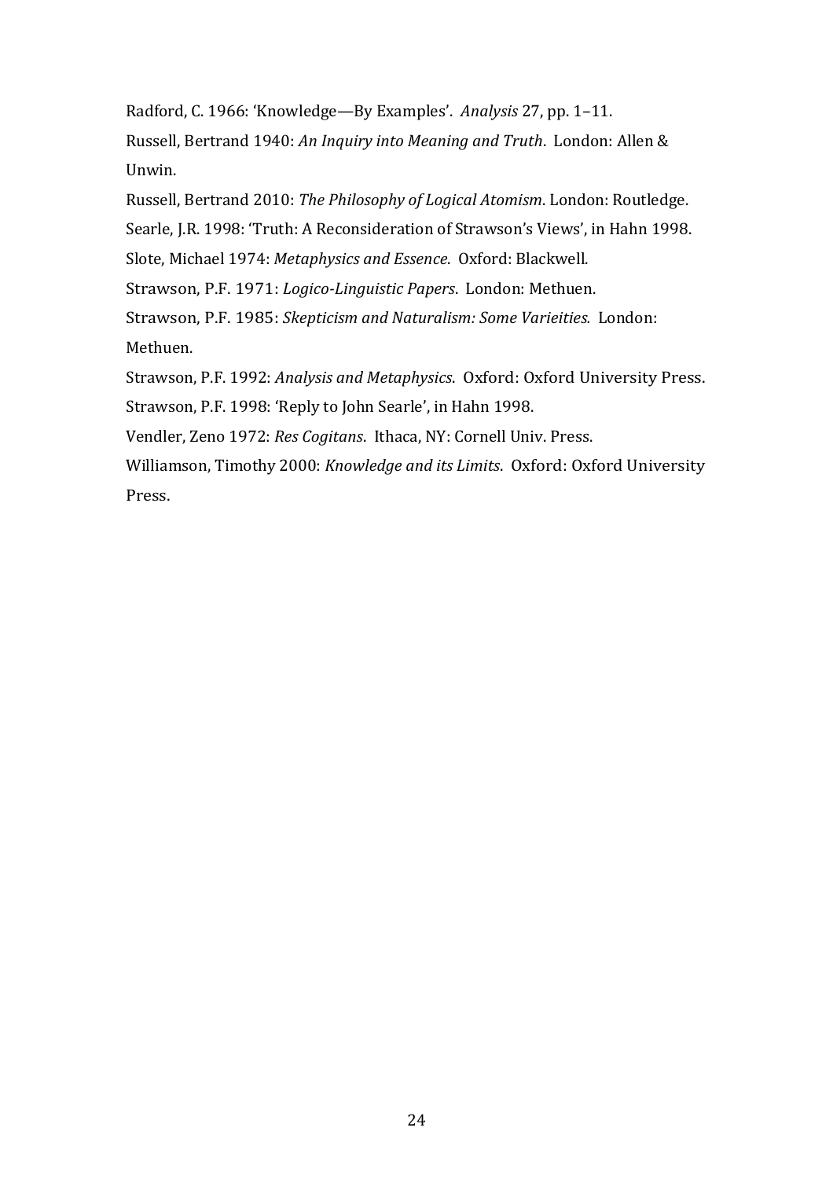Radford, C. 1966: 'Knowledge—By Examples'. *Analysis* 27, pp. 1–11.

Russell, Bertrand 1940: *An Inquiry into Meaning and Truth*. London: Allen & Unwin.

Russell, Bertrand 2010: *The Philosophy of Logical Atomism*. London: Routledge.

Searle, J.R. 1998: 'Truth: A Reconsideration of Strawson's Views', in Hahn 1998.

Slote, Michael 1974: *Metaphysics and Essence*. Oxford: Blackwell.

Strawson, P.F. 1971: *Logico-Linguistic Papers*. London: Methuen.

Strawson, P.F. 1985: *Skepticism and Naturalism: Some Varieities.* London: Methuen.

Strawson, P.F. 1992: *Analysis and Metaphysics*. Oxford: Oxford University Press.

Strawson, P.F. 1998: 'Reply to John Searle', in Hahn 1998.

Vendler, Zeno 1972: *Res Cogitans*. Ithaca, NY: Cornell Univ. Press.

Williamson, Timothy 2000: *Knowledge and its Limits*. Oxford: Oxford University Press.